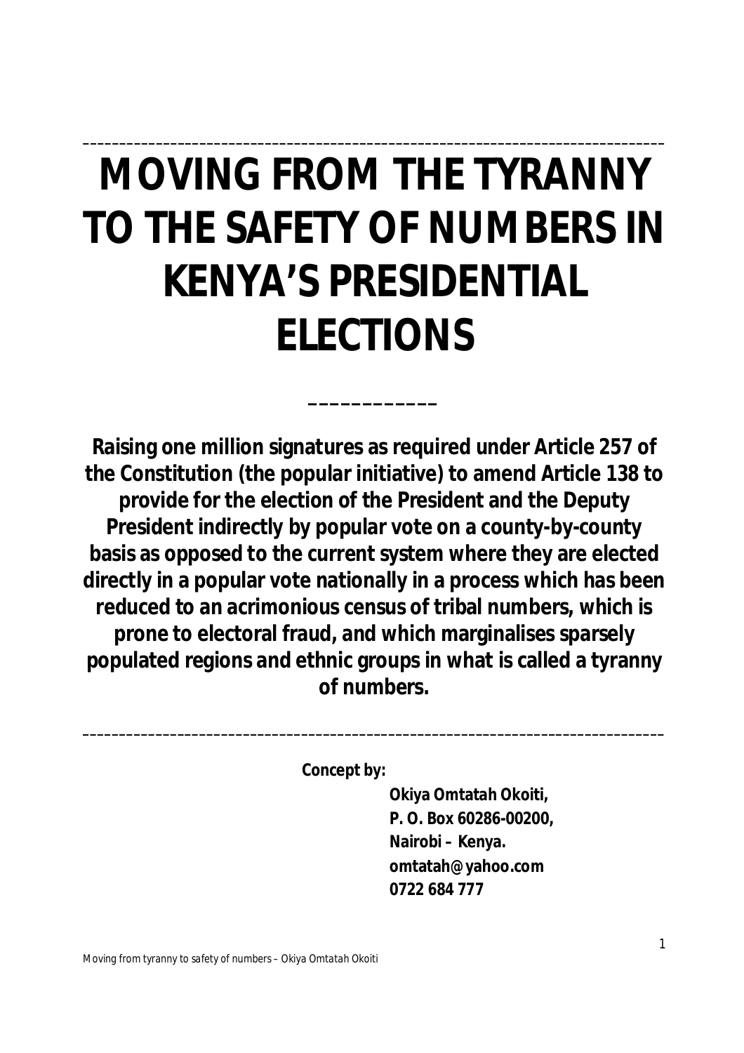# MOVING FROM THE TYRANNY TO THE SAFETY OF NUMBERS IN KENYA'S PRESIDENTIAL ELECTIONS

---

**Raising one million signatures as required under Article 257 of the Constitution (the popular initiative) to amend Article 138 to provide for the election of the President and the Deputy President indirectly by popular vote on a county-by-county basis as opposed to the current system where they are elected directly in a popular vote nationally in a process which has been reduced to an acrimonious census of tribal numbers, which is prone to electoral fraud, and which marginalises sparsely populated regions and ethnic groups in what is called a tyranny of numbers.**

---

**Concept by:**

**Okiya Omtatah Okoiti,**
**P. O. Box 60286-00200,**
**Nairobi – Kenya.**
**omtatah@yahoo.com**
**0722 684 777**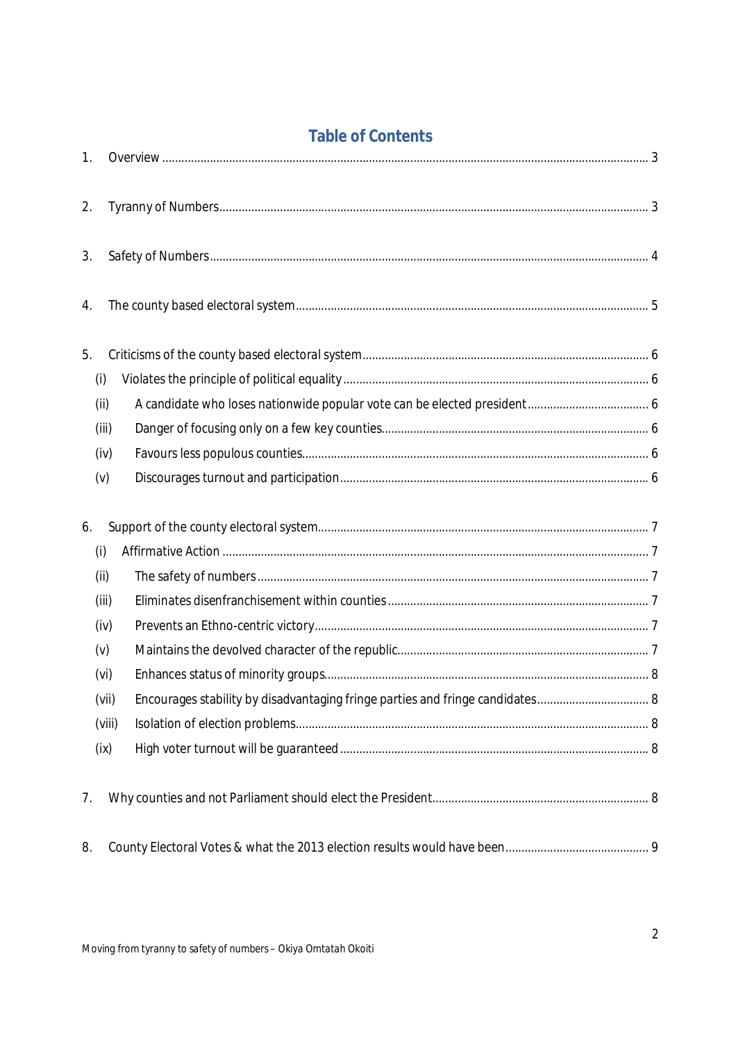# Table of Contents

1. Overview ..... 3

2. Tyranny of Numbers ..... 3

3. Safety of Numbers ..... 4

4. The county based electoral system ..... 5

5. Criticisms of the county based electoral system ..... 6
   - (i) Violates the principle of political equality ..... 6
   - (ii) A candidate who loses nationwide popular vote can be elected president ..... 6
   - (iii) Danger of focusing only on a few key counties ..... 6
   - (iv) Favours less populous counties ..... 6
   - (v) Discourages turnout and participation ..... 6

6. Support of the county electoral system ..... 7
   - (i) Affirmative Action ..... 7
   - (ii) The safety of numbers ..... 7
   - (iii) Eliminates disenfranchisement within counties ..... 7
   - (iv) Prevents an Ethno-centric victory ..... 7
   - (v) Maintains the devolved character of the republic ..... 7
   - (vi) Enhances status of minority groups ..... 8
   - (vii) Encourages stability by disadvantaging fringe parties and fringe candidates ..... 8
   - (viii) Isolation of election problems ..... 8
   - (ix) High voter turnout will be guaranteed ..... 8

7. Why counties and not Parliament should elect the President ..... 8

8. County Electoral Votes & what the 2013 election results would have been ..... 9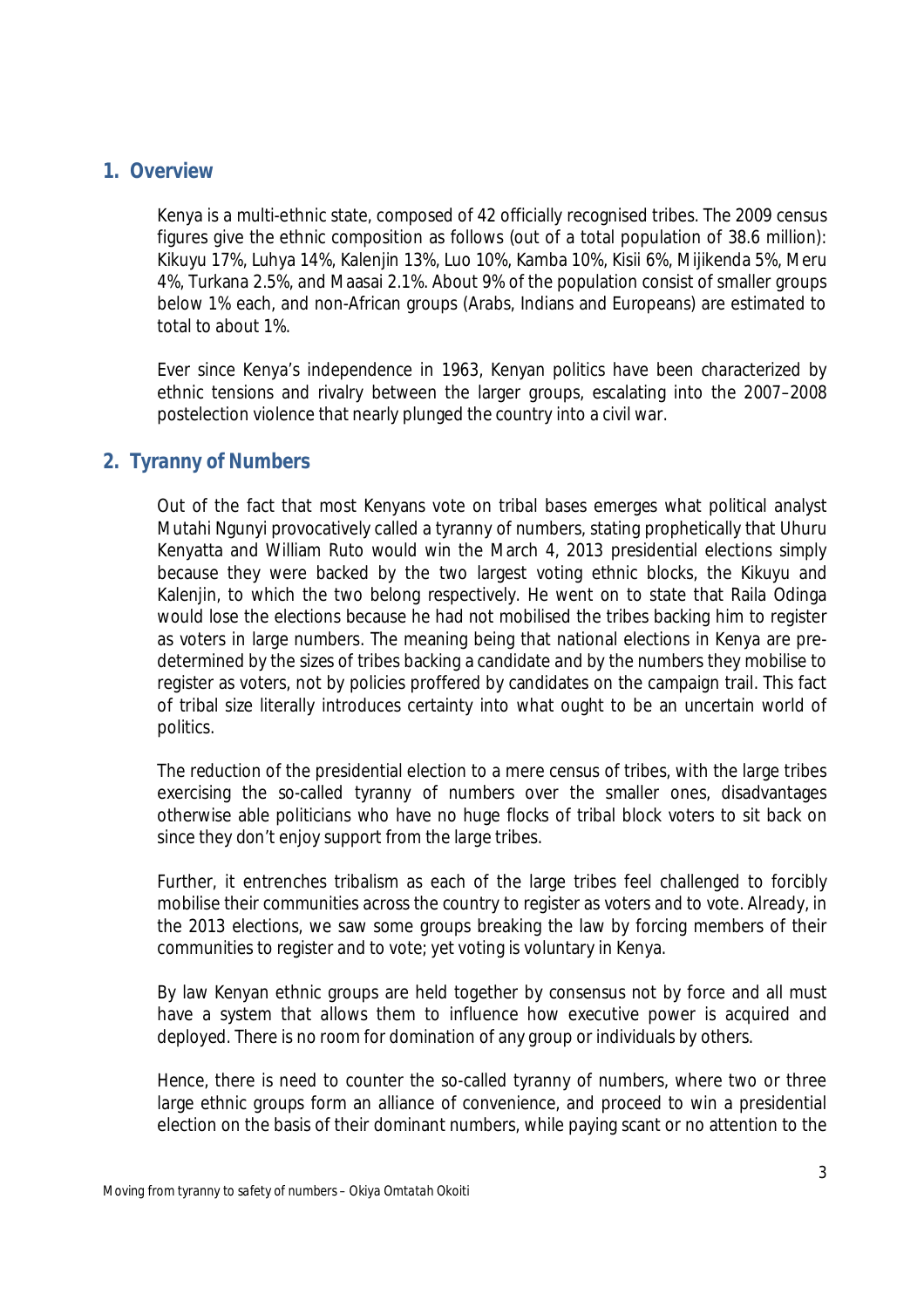## 1. Overview

Kenya is a multi-ethnic state, composed of 42 officially recognised tribes. The 2009 census figures give the ethnic composition as follows (out of a total population of 38.6 million): Kikuyu 17%, Luhya 14%, Kalenjin 13%, Luo 10%, Kamba 10%, Kisii 6%, Mijikenda 5%, Meru 4%, Turkana 2.5%, and Maasai 2.1%. About 9% of the population consist of smaller groups below 1% each, and non-African groups (Arabs, Indians and Europeans) are estimated to total to about 1%.

Ever since Kenya's independence in 1963, Kenyan politics have been characterized by ethnic tensions and rivalry between the larger groups, escalating into the 2007–2008 postelection violence that nearly plunged the country into a civil war.

## 2. Tyranny of Numbers

Out of the fact that most Kenyans vote on tribal bases emerges what political analyst Mutahi Ngunyi provocatively called a tyranny of numbers, stating prophetically that Uhuru Kenyatta and William Ruto would win the March 4, 2013 presidential elections simply because they were backed by the two largest voting ethnic blocks, the Kikuyu and Kalenjin, to which the two belong respectively. He went on to state that Raila Odinga would lose the elections because he had not mobilised the tribes backing him to register as voters in large numbers. The meaning being that national elections in Kenya are pre-determined by the sizes of tribes backing a candidate and by the numbers they mobilise to register as voters, not by policies proffered by candidates on the campaign trail. This fact of tribal size literally introduces certainty into what ought to be an uncertain world of politics.

The reduction of the presidential election to a mere census of tribes, with the large tribes exercising the so-called tyranny of numbers over the smaller ones, disadvantages otherwise able politicians who have no huge flocks of tribal block voters to sit back on since they don't enjoy support from the large tribes.

Further, it entrenches tribalism as each of the large tribes feel challenged to forcibly mobilise their communities across the country to register as voters and to vote. Already, in the 2013 elections, we saw some groups breaking the law by forcing members of their communities to register and to vote; yet voting is voluntary in Kenya.

By law Kenyan ethnic groups are held together by consensus not by force and all must have a system that allows them to influence how executive power is acquired and deployed. There is no room for domination of any group or individuals by others.

Hence, there is need to counter the so-called tyranny of numbers, where two or three large ethnic groups form an alliance of convenience, and proceed to win a presidential election on the basis of their dominant numbers, while paying scant or no attention to the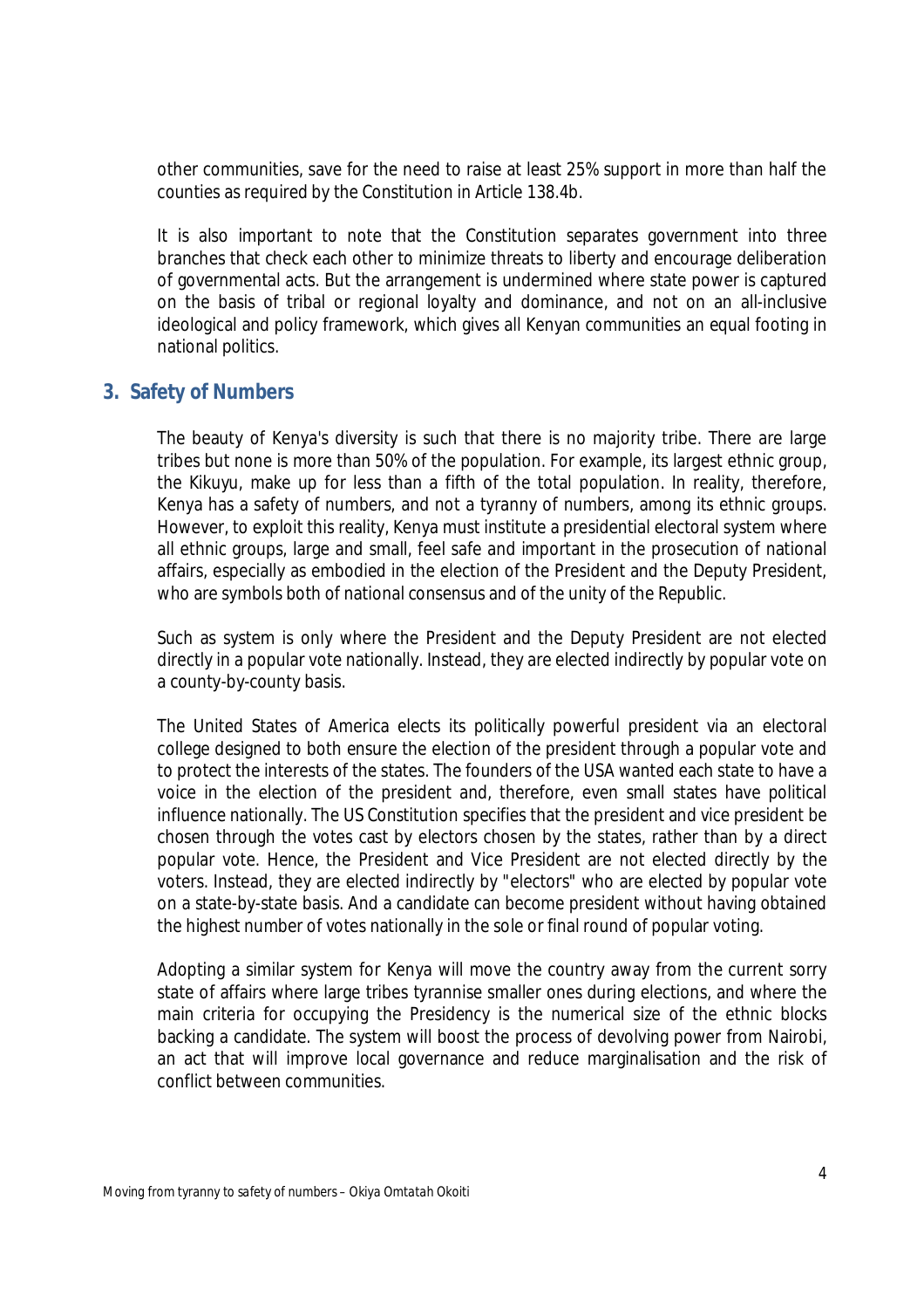other communities, save for the need to raise at least 25% support in more than half the counties as required by the Constitution in Article 138.4b.

It is also important to note that the Constitution separates government into three branches that check each other to minimize threats to liberty and encourage deliberation of governmental acts. But the arrangement is undermined where state power is captured on the basis of tribal or regional loyalty and dominance, and not on an all-inclusive ideological and policy framework, which gives all Kenyan communities an equal footing in national politics.

## 3. Safety of Numbers

The beauty of Kenya's diversity is such that there is no majority tribe. There are large tribes but none is more than 50% of the population. For example, its largest ethnic group, the Kikuyu, make up for less than a fifth of the total population. In reality, therefore, Kenya has a safety of numbers, and not a tyranny of numbers, among its ethnic groups. However, to exploit this reality, Kenya must institute a presidential electoral system where all ethnic groups, large and small, feel safe and important in the prosecution of national affairs, especially as embodied in the election of the President and the Deputy President, who are symbols both of national consensus and of the unity of the Republic.

Such as system is only where the President and the Deputy President are not elected directly in a popular vote nationally. Instead, they are elected indirectly by popular vote on a county-by-county basis.

The United States of America elects its politically powerful president via an electoral college designed to both ensure the election of the president through a popular vote and to protect the interests of the states. The founders of the USA wanted each state to have a voice in the election of the president and, therefore, even small states have political influence nationally. The US Constitution specifies that the president and vice president be chosen through the votes cast by electors chosen by the states, rather than by a direct popular vote. Hence, the President and Vice President are not elected directly by the voters. Instead, they are elected indirectly by "electors" who are elected by popular vote on a state-by-state basis. And a candidate can become president without having obtained the highest number of votes nationally in the sole or final round of popular voting.

Adopting a similar system for Kenya will move the country away from the current sorry state of affairs where large tribes tyrannise smaller ones during elections, and where the main criteria for occupying the Presidency is the numerical size of the ethnic blocks backing a candidate. The system will boost the process of devolving power from Nairobi, an act that will improve local governance and reduce marginalisation and the risk of conflict between communities.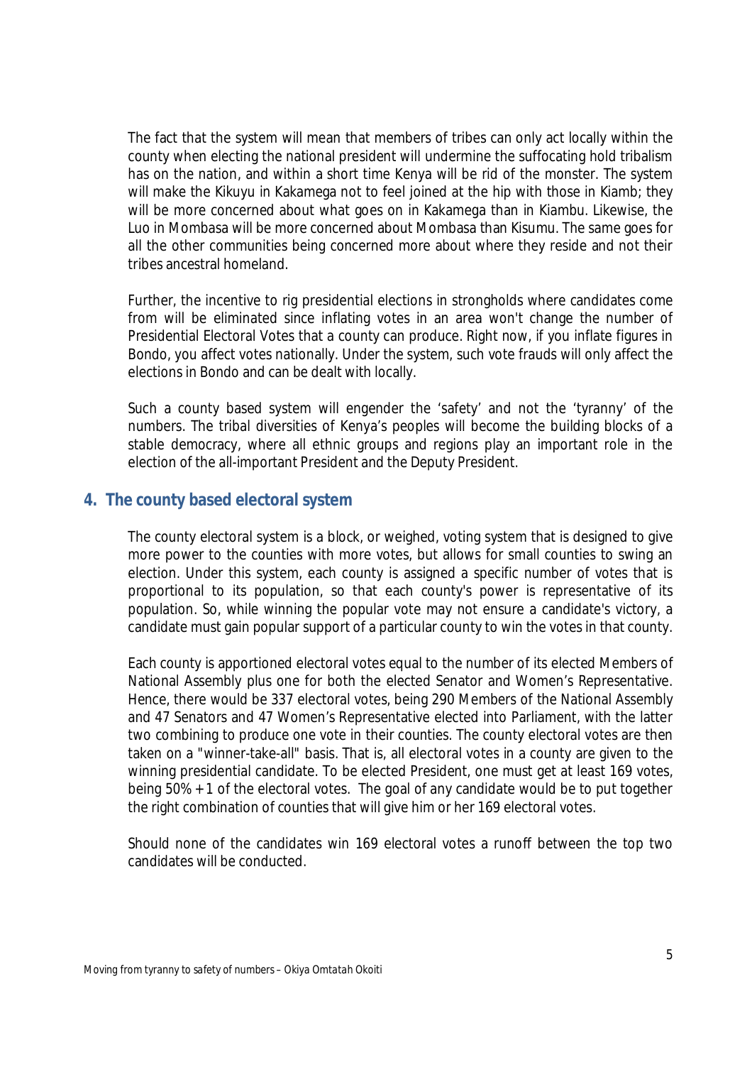The fact that the system will mean that members of tribes can only act locally within the county when electing the national president will undermine the suffocating hold tribalism has on the nation, and within a short time Kenya will be rid of the monster. The system will make the Kikuyu in Kakamega not to feel joined at the hip with those in Kiamb; they will be more concerned about what goes on in Kakamega than in Kiambu. Likewise, the Luo in Mombasa will be more concerned about Mombasa than Kisumu. The same goes for all the other communities being concerned more about where they reside and not their tribes ancestral homeland.

Further, the incentive to rig presidential elections in strongholds where candidates come from will be eliminated since inflating votes in an area won't change the number of Presidential Electoral Votes that a county can produce. Right now, if you inflate figures in Bondo, you affect votes nationally. Under the system, such vote frauds will only affect the elections in Bondo and can be dealt with locally.

Such a county based system will engender the 'safety' and not the 'tyranny' of the numbers. The tribal diversities of Kenya's peoples will become the building blocks of a stable democracy, where all ethnic groups and regions play an important role in the election of the all-important President and the Deputy President.

## 4. The county based electoral system

The county electoral system is a block, or weighed, voting system that is designed to give more power to the counties with more votes, but allows for small counties to swing an election. Under this system, each county is assigned a specific number of votes that is proportional to its population, so that each county's power is representative of its population. So, while winning the popular vote may not ensure a candidate's victory, a candidate must gain popular support of a particular county to win the votes in that county.

Each county is apportioned electoral votes equal to the number of its elected Members of National Assembly plus one for both the elected Senator and Women's Representative. Hence, there would be 337 electoral votes, being 290 Members of the National Assembly and 47 Senators and 47 Women's Representative elected into Parliament, with the latter two combining to produce one vote in their counties. The county electoral votes are then taken on a "winner-take-all" basis. That is, all electoral votes in a county are given to the winning presidential candidate. To be elected President, one must get at least 169 votes, being 50% + 1 of the electoral votes. The goal of any candidate would be to put together the right combination of counties that will give him or her 169 electoral votes.

Should none of the candidates win 169 electoral votes a runoff between the top two candidates will be conducted.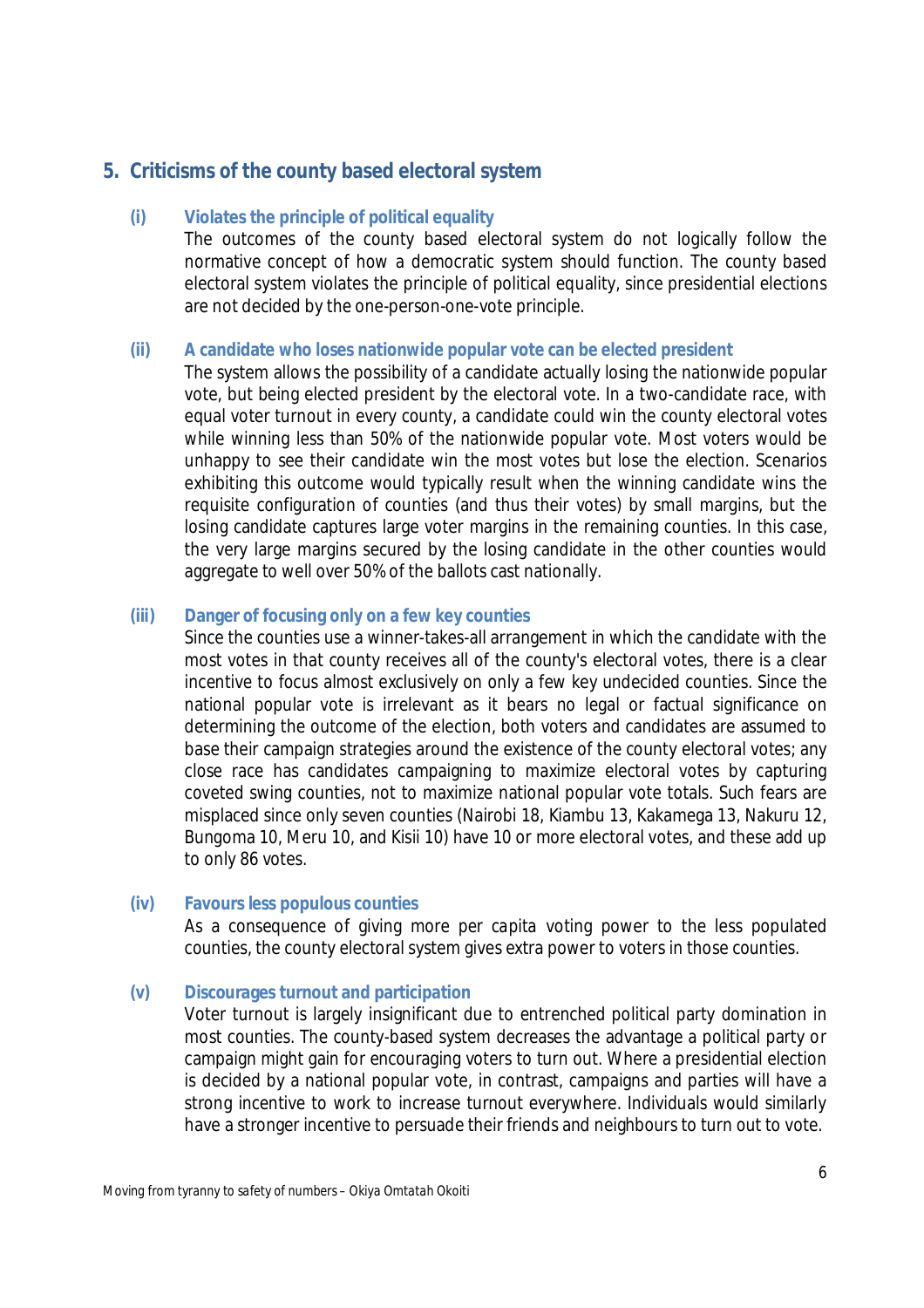## 5. Criticisms of the county based electoral system

### (i) Violates the principle of political equality

The outcomes of the county based electoral system do not logically follow the normative concept of how a democratic system should function. The county based electoral system violates the principle of political equality, since presidential elections are not decided by the one-person-one-vote principle.

### (ii) A candidate who loses nationwide popular vote can be elected president

The system allows the possibility of a candidate actually losing the nationwide popular vote, but being elected president by the electoral vote. In a two-candidate race, with equal voter turnout in every county, a candidate could win the county electoral votes while winning less than 50% of the nationwide popular vote. Most voters would be unhappy to see their candidate win the most votes but lose the election. Scenarios exhibiting this outcome would typically result when the winning candidate wins the requisite configuration of counties (and thus their votes) by small margins, but the losing candidate captures large voter margins in the remaining counties. In this case, the very large margins secured by the losing candidate in the other counties would aggregate to well over 50% of the ballots cast nationally.

### (iii) Danger of focusing only on a few key counties

Since the counties use a winner-takes-all arrangement in which the candidate with the most votes in that county receives all of the county's electoral votes, there is a clear incentive to focus almost exclusively on only a few key undecided counties. Since the national popular vote is irrelevant as it bears no legal or factual significance on determining the outcome of the election, both voters and candidates are assumed to base their campaign strategies around the existence of the county electoral votes; any close race has candidates campaigning to maximize electoral votes by capturing coveted swing counties, not to maximize national popular vote totals. Such fears are misplaced since only seven counties (Nairobi 18, Kiambu 13, Kakamega 13, Nakuru 12, Bungoma 10, Meru 10, and Kisii 10) have 10 or more electoral votes, and these add up to only 86 votes.

### (iv) Favours less populous counties

As a consequence of giving more per capita voting power to the less populated counties, the county electoral system gives extra power to voters in those counties.

### (v) Discourages turnout and participation

Voter turnout is largely insignificant due to entrenched political party domination in most counties. The county-based system decreases the advantage a political party or campaign might gain for encouraging voters to turn out. Where a presidential election is decided by a national popular vote, in contrast, campaigns and parties will have a strong incentive to work to increase turnout everywhere. Individuals would similarly have a stronger incentive to persuade their friends and neighbours to turn out to vote.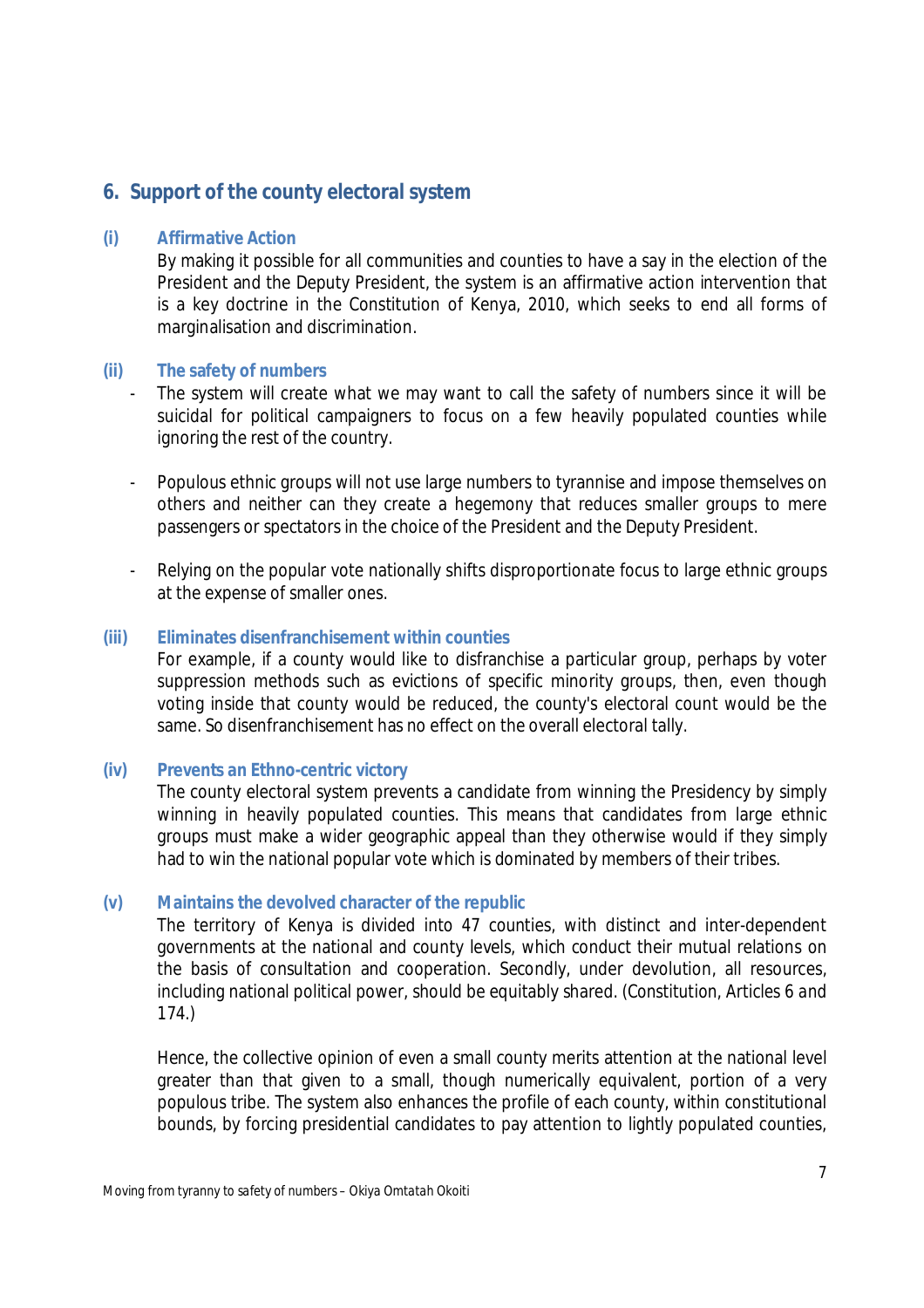## 6. Support of the county electoral system

**(i) Affirmative Action**

By making it possible for all communities and counties to have a say in the election of the President and the Deputy President, the system is an affirmative action intervention that is a key doctrine in the Constitution of Kenya, 2010, which seeks to end all forms of marginalisation and discrimination.

**(ii) The safety of numbers**

- The system will create what we may want to call the safety of numbers since it will be suicidal for political campaigners to focus on a few heavily populated counties while ignoring the rest of the country.

- Populous ethnic groups will not use large numbers to tyrannise and impose themselves on others and neither can they create a hegemony that reduces smaller groups to mere passengers or spectators in the choice of the President and the Deputy President.

- Relying on the popular vote nationally shifts disproportionate focus to large ethnic groups at the expense of smaller ones.

**(iii) Eliminates disenfranchisement within counties**

For example, if a county would like to disfranchise a particular group, perhaps by voter suppression methods such as evictions of specific minority groups, then, even though voting inside that county would be reduced, the county's electoral count would be the same. So disenfranchisement has no effect on the overall electoral tally.

**(iv) Prevents an Ethno-centric victory**

The county electoral system prevents a candidate from winning the Presidency by simply winning in heavily populated counties. This means that candidates from large ethnic groups must make a wider geographic appeal than they otherwise would if they simply had to win the national popular vote which is dominated by members of their tribes.

**(v) Maintains the devolved character of the republic**

The territory of Kenya is divided into 47 counties, with distinct and inter-dependent governments at the national and county levels, which conduct their mutual relations on the basis of consultation and cooperation. Secondly, under devolution, all resources, including national political power, should be equitably shared. (Constitution, Articles 6 and 174.)

Hence, the collective opinion of even a small county merits attention at the national level greater than that given to a small, though numerically equivalent, portion of a very populous tribe. The system also enhances the profile of each county, within constitutional bounds, by forcing presidential candidates to pay attention to lightly populated counties,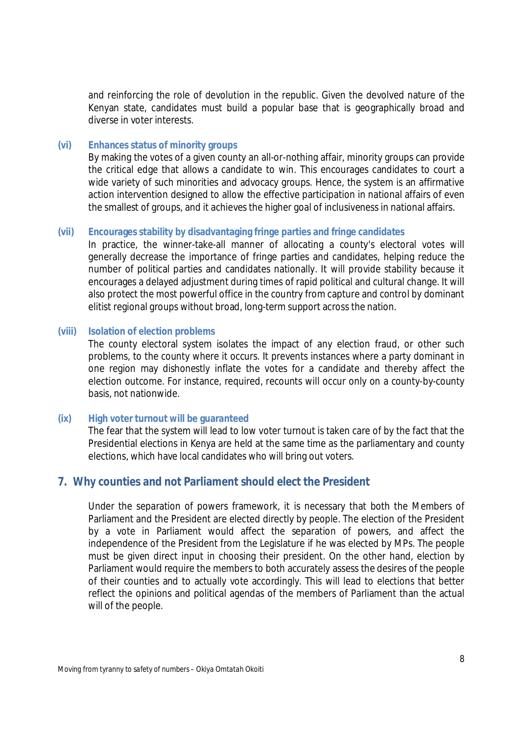and reinforcing the role of devolution in the republic. Given the devolved nature of the Kenyan state, candidates must build a popular base that is geographically broad and diverse in voter interests.

**(vi) Enhances status of minority groups**

By making the votes of a given county an all-or-nothing affair, minority groups can provide the critical edge that allows a candidate to win. This encourages candidates to court a wide variety of such minorities and advocacy groups. Hence, the system is an affirmative action intervention designed to allow the effective participation in national affairs of even the smallest of groups, and it achieves the higher goal of inclusiveness in national affairs.

**(vii) Encourages stability by disadvantaging fringe parties and fringe candidates**

In practice, the winner-take-all manner of allocating a county's electoral votes will generally decrease the importance of fringe parties and candidates, helping reduce the number of political parties and candidates nationally. It will provide stability because it encourages a delayed adjustment during times of rapid political and cultural change. It will also protect the most powerful office in the country from capture and control by dominant elitist regional groups without broad, long-term support across the nation.

**(viii) Isolation of election problems**

The county electoral system isolates the impact of any election fraud, or other such problems, to the county where it occurs. It prevents instances where a party dominant in one region may dishonestly inflate the votes for a candidate and thereby affect the election outcome. For instance, required, recounts will occur only on a county-by-county basis, not nationwide.

**(ix) High voter turnout will be guaranteed**

The fear that the system will lead to low voter turnout is taken care of by the fact that the Presidential elections in Kenya are held at the same time as the parliamentary and county elections, which have local candidates who will bring out voters.

## 7. Why counties and not Parliament should elect the President

Under the separation of powers framework, it is necessary that both the Members of Parliament and the President are elected directly by people. The election of the President by a vote in Parliament would affect the separation of powers, and affect the independence of the President from the Legislature if he was elected by MPs. The people must be given direct input in choosing their president. On the other hand, election by Parliament would require the members to both accurately assess the desires of the people of their counties and to actually vote accordingly. This will lead to elections that better reflect the opinions and political agendas of the members of Parliament than the actual will of the people.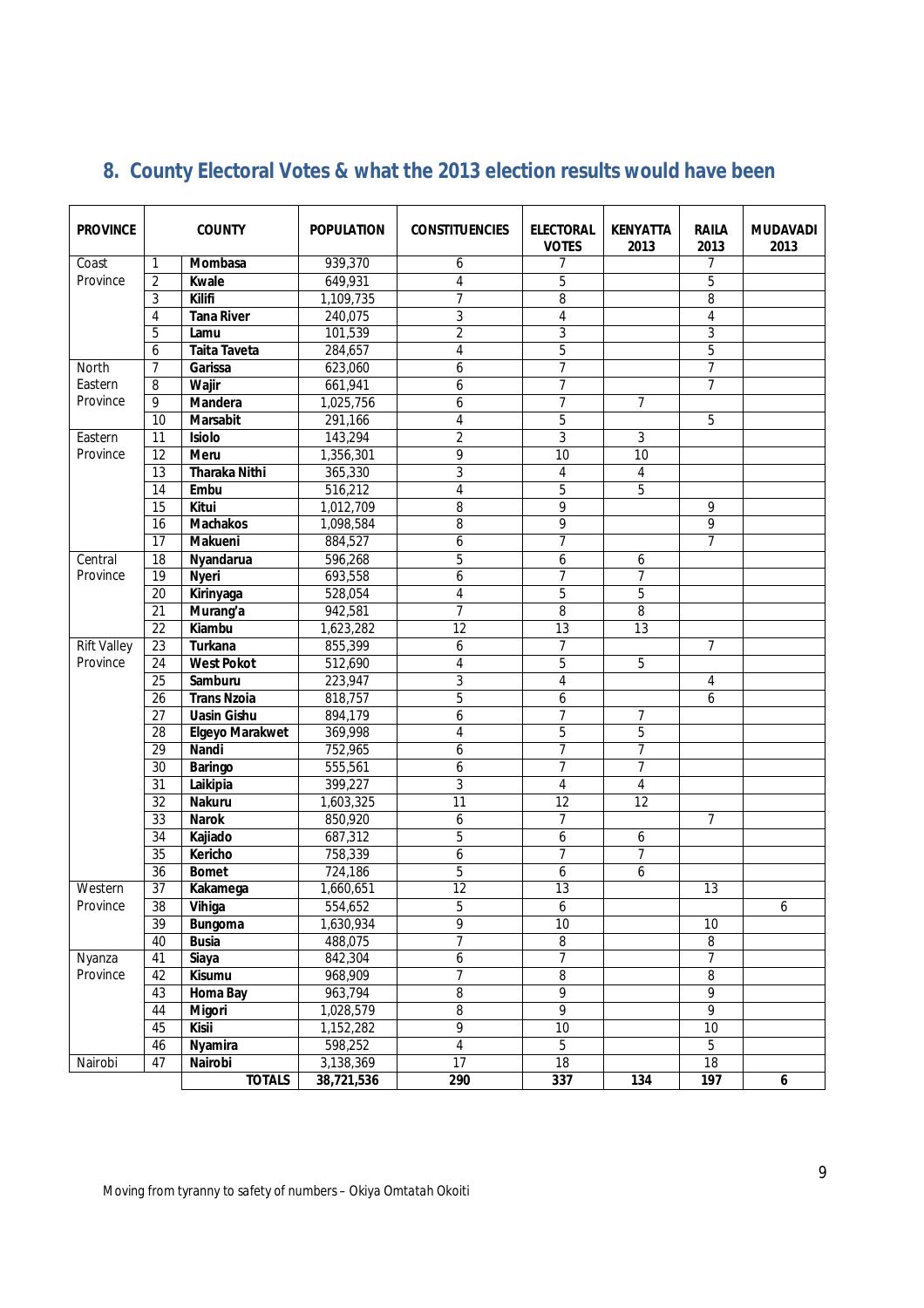## 8. County Electoral Votes & what the 2013 election results would have been

| PROVINCE | | COUNTY | POPULATION | CONSTITUENCIES | ELECTORAL VOTES | KENYATTA 2013 | RAILA 2013 | MUDAVADI 2013 |
|---|---|---|---|---|---|---|---|---|
| Coast Province | 1 | **Mombasa** | 939,370 | 6 | 7 | | 7 | |
| | 2 | **Kwale** | 649,931 | 4 | 5 | | 5 | |
| | 3 | **Kilifi** | 1,109,735 | 7 | 8 | | 8 | |
| | 4 | **Tana River** | 240,075 | 3 | 4 | | 4 | |
| | 5 | **Lamu** | 101,539 | 2 | 3 | | 3 | |
| | 6 | **Taita Taveta** | 284,657 | 4 | 5 | | 5 | |
| North Eastern Province | 7 | **Garissa** | 623,060 | 6 | 7 | | 7 | |
| | 8 | **Wajir** | 661,941 | 6 | 7 | | 7 | |
| | 9 | **Mandera** | 1,025,756 | 6 | 7 | 7 | | |
| | 10 | **Marsabit** | 291,166 | 4 | 5 | | 5 | |
| Eastern Province | 11 | **Isiolo** | 143,294 | 2 | 3 | 3 | | |
| | 12 | **Meru** | 1,356,301 | 9 | 10 | 10 | | |
| | 13 | **Tharaka Nithi** | 365,330 | 3 | 4 | 4 | | |
| | 14 | **Embu** | 516,212 | 4 | 5 | 5 | | |
| | 15 | **Kitui** | 1,012,709 | 8 | 9 | | 9 | |
| | 16 | **Machakos** | 1,098,584 | 8 | 9 | | 9 | |
| | 17 | **Makueni** | 884,527 | 6 | 7 | | 7 | |
| Central Province | 18 | **Nyandarua** | 596,268 | 5 | 6 | 6 | | |
| | 19 | **Nyeri** | 693,558 | 6 | 7 | 7 | | |
| | 20 | **Kirinyaga** | 528,054 | 4 | 5 | 5 | | |
| | 21 | **Murang'a** | 942,581 | 7 | 8 | 8 | | |
| | 22 | **Kiambu** | 1,623,282 | 12 | 13 | 13 | | |
| Rift Valley Province | 23 | **Turkana** | 855,399 | 6 | 7 | | 7 | |
| | 24 | **West Pokot** | 512,690 | 4 | 5 | 5 | | |
| | 25 | **Samburu** | 223,947 | 3 | 4 | | 4 | |
| | 26 | **Trans Nzoia** | 818,757 | 5 | 6 | | 6 | |
| | 27 | **Uasin Gishu** | 894,179 | 6 | 7 | 7 | | |
| | 28 | **Elgeyo Marakwet** | 369,998 | 4 | 5 | 5 | | |
| | 29 | **Nandi** | 752,965 | 6 | 7 | 7 | | |
| | 30 | **Baringo** | 555,561 | 6 | 7 | 7 | | |
| | 31 | **Laikipia** | 399,227 | 3 | 4 | 4 | | |
| | 32 | **Nakuru** | 1,603,325 | 11 | 12 | 12 | | |
| | 33 | **Narok** | 850,920 | 6 | 7 | | 7 | |
| | 34 | **Kajiado** | 687,312 | 5 | 6 | 6 | | |
| | 35 | **Kericho** | 758,339 | 6 | 7 | 7 | | |
| | 36 | **Bomet** | 724,186 | 5 | 6 | 6 | | |
| Western Province | 37 | **Kakamega** | 1,660,651 | 12 | 13 | | 13 | |
| | 38 | **Vihiga** | 554,652 | 5 | 6 | | | 6 |
| | 39 | **Bungoma** | 1,630,934 | 9 | 10 | | 10 | |
| | 40 | **Busia** | 488,075 | 7 | 8 | | 8 | |
| Nyanza Province | 41 | **Siaya** | 842,304 | 6 | 7 | | 7 | |
| | 42 | **Kisumu** | 968,909 | 7 | 8 | | 8 | |
| | 43 | **Homa Bay** | 963,794 | 8 | 9 | | 9 | |
| | 44 | **Migori** | 1,028,579 | 8 | 9 | | 9 | |
| | 45 | **Kisii** | 1,152,282 | 9 | 10 | | 10 | |
| | 46 | **Nyamira** | 598,252 | 4 | 5 | | 5 | |
| Nairobi | 47 | **Nairobi** | 3,138,369 | 17 | 18 | | 18 | |
| | | **TOTALS** | **38,721,536** | **290** | **337** | **134** | **197** | **6** |